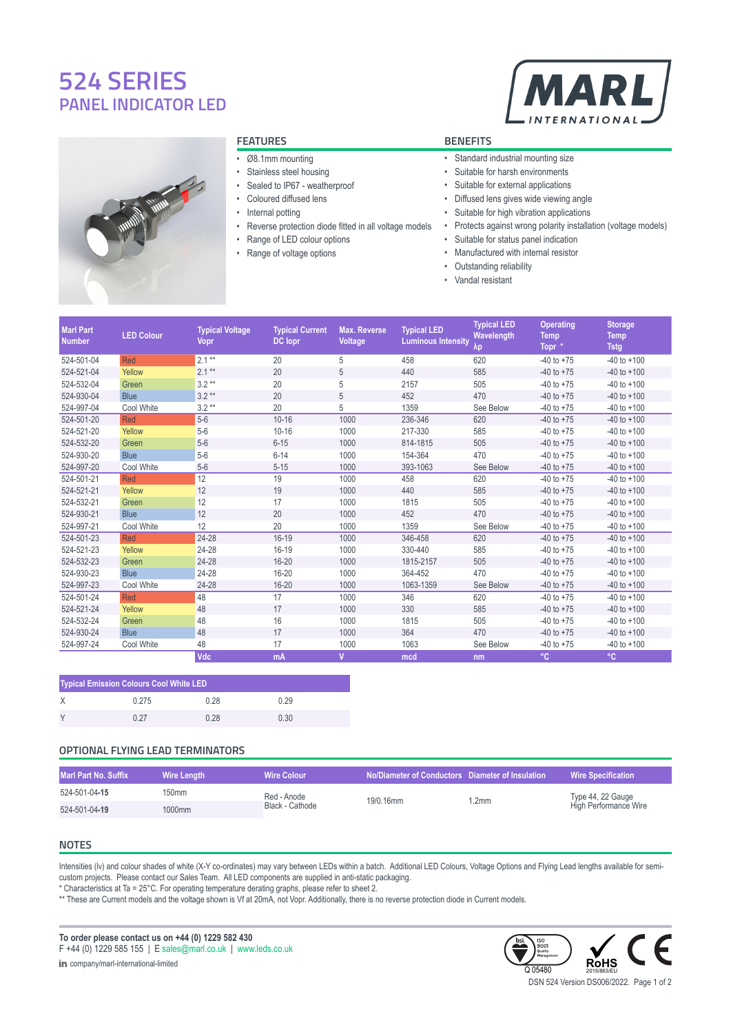# 524 SERIES
## PANEL INDICATOR LED

### FEATURES

- Ø8.1mm mounting
- Stainless steel housing
- Sealed to IP67 - weatherproof
- Coloured diffused lens
- Internal potting
- Reverse protection diode fitted in all voltage models
- Range of LED colour options
- Range of voltage options

### BENEFITS

- Standard industrial mounting size
- Suitable for harsh environments
- Suitable for external applications
- Diffused lens gives wide viewing angle
- Suitable for high vibration applications
- Protects against wrong polarity installation (voltage models)
- Suitable for status panel indication
- Manufactured with internal resistor
- Outstanding reliability
- Vandal resistant

| Marl Part Number | LED Colour | Typical Voltage Vopr | Typical Current DC Iopr | Max. Reverse Voltage | Typical LED Luminous Intensity | Typical LED Wavelength λp | Operating Temp Topr * | Storage Temp Tstg |
|---|---|---|---|---|---|---|---|---|
| 524-501-04 | Red | 2.1 ** | 20 | 5 | 458 | 620 | -40 to +75 | -40 to +100 |
| 524-521-04 | Yellow | 2.1 ** | 20 | 5 | 440 | 585 | -40 to +75 | -40 to +100 |
| 524-532-04 | Green | 3.2 ** | 20 | 5 | 2157 | 505 | -40 to +75 | -40 to +100 |
| 524-930-04 | Blue | 3.2 ** | 20 | 5 | 452 | 470 | -40 to +75 | -40 to +100 |
| 524-997-04 | Cool White | 3.2 ** | 20 | 5 | 1359 | See Below | -40 to +75 | -40 to +100 |
| 524-501-20 | Red | 5-6 | 10-16 | 1000 | 236-346 | 620 | -40 to +75 | -40 to +100 |
| 524-521-20 | Yellow | 5-6 | 10-16 | 1000 | 217-330 | 585 | -40 to +75 | -40 to +100 |
| 524-532-20 | Green | 5-6 | 6-15 | 1000 | 814-1815 | 505 | -40 to +75 | -40 to +100 |
| 524-930-20 | Blue | 5-6 | 6-14 | 1000 | 154-364 | 470 | -40 to +75 | -40 to +100 |
| 524-997-20 | Cool White | 5-6 | 5-15 | 1000 | 393-1063 | See Below | -40 to +75 | -40 to +100 |
| 524-501-21 | Red | 12 | 19 | 1000 | 458 | 620 | -40 to +75 | -40 to +100 |
| 524-521-21 | Yellow | 12 | 19 | 1000 | 440 | 585 | -40 to +75 | -40 to +100 |
| 524-532-21 | Green | 12 | 17 | 1000 | 1815 | 505 | -40 to +75 | -40 to +100 |
| 524-930-21 | Blue | 12 | 20 | 1000 | 452 | 470 | -40 to +75 | -40 to +100 |
| 524-997-21 | Cool White | 12 | 20 | 1000 | 1359 | See Below | -40 to +75 | -40 to +100 |
| 524-501-23 | Red | 24-28 | 16-19 | 1000 | 346-458 | 620 | -40 to +75 | -40 to +100 |
| 524-521-23 | Yellow | 24-28 | 16-19 | 1000 | 330-440 | 585 | -40 to +75 | -40 to +100 |
| 524-532-23 | Green | 24-28 | 16-20 | 1000 | 1815-2157 | 505 | -40 to +75 | -40 to +100 |
| 524-930-23 | Blue | 24-28 | 16-20 | 1000 | 364-452 | 470 | -40 to +75 | -40 to +100 |
| 524-997-23 | Cool White | 24-28 | 16-20 | 1000 | 1063-1359 | See Below | -40 to +75 | -40 to +100 |
| 524-501-24 | Red | 48 | 17 | 1000 | 346 | 620 | -40 to +75 | -40 to +100 |
| 524-521-24 | Yellow | 48 | 17 | 1000 | 330 | 585 | -40 to +75 | -40 to +100 |
| 524-532-24 | Green | 48 | 16 | 1000 | 1815 | 505 | -40 to +75 | -40 to +100 |
| 524-930-24 | Blue | 48 | 17 | 1000 | 364 | 470 | -40 to +75 | -40 to +100 |
| 524-997-24 | Cool White | 48 | 17 | 1000 | 1063 | See Below | -40 to +75 | -40 to +100 |
| | | Vdc | mA | V | mcd | nm | °C | °C |

| Typical Emission Colours Cool White LED | | | |
|---|---|---|---|
| X | 0.275 | 0.28 | 0.29 |
| Y | 0.27 | 0.28 | 0.30 |

### OPTIONAL FLYING LEAD TERMINATORS

| Marl Part No. Suffix | Wire Length | Wire Colour | No/Diameter of Conductors | Diameter of Insulation | Wire Specification |
|---|---|---|---|---|---|
| 524-501-04-**15** | 150mm | Red - Anode<br>Black - Cathode | 19/0.16mm | 1.2mm | Type 44, 22 Gauge<br>High Performance Wire |
| 524-501-04-**19** | 1000mm | | | | |

### NOTES

Intensities (Iv) and colour shades of white (X-Y co-ordinates) may vary between LEDs within a batch. Additional LED Colours, Voltage Options and Flying Lead lengths available for semi-custom projects. Please contact our Sales Team. All LED components are supplied in anti-static packaging.

\* Characteristics at Ta = 25°C. For operating temperature derating graphs, please refer to sheet 2.

** These are Current models and the voltage shown is Vf at 20mA, not Vopr. Additionally, there is no reverse protection diode in Current models.

**To order please contact us on +44 (0) 1229 582 430**
F +44 (0) 1229 585 155 | E sales@marl.co.uk | www.leds.co.uk
company/marl-international-limited

Q 05480

DSN 524 Version DS006/2022.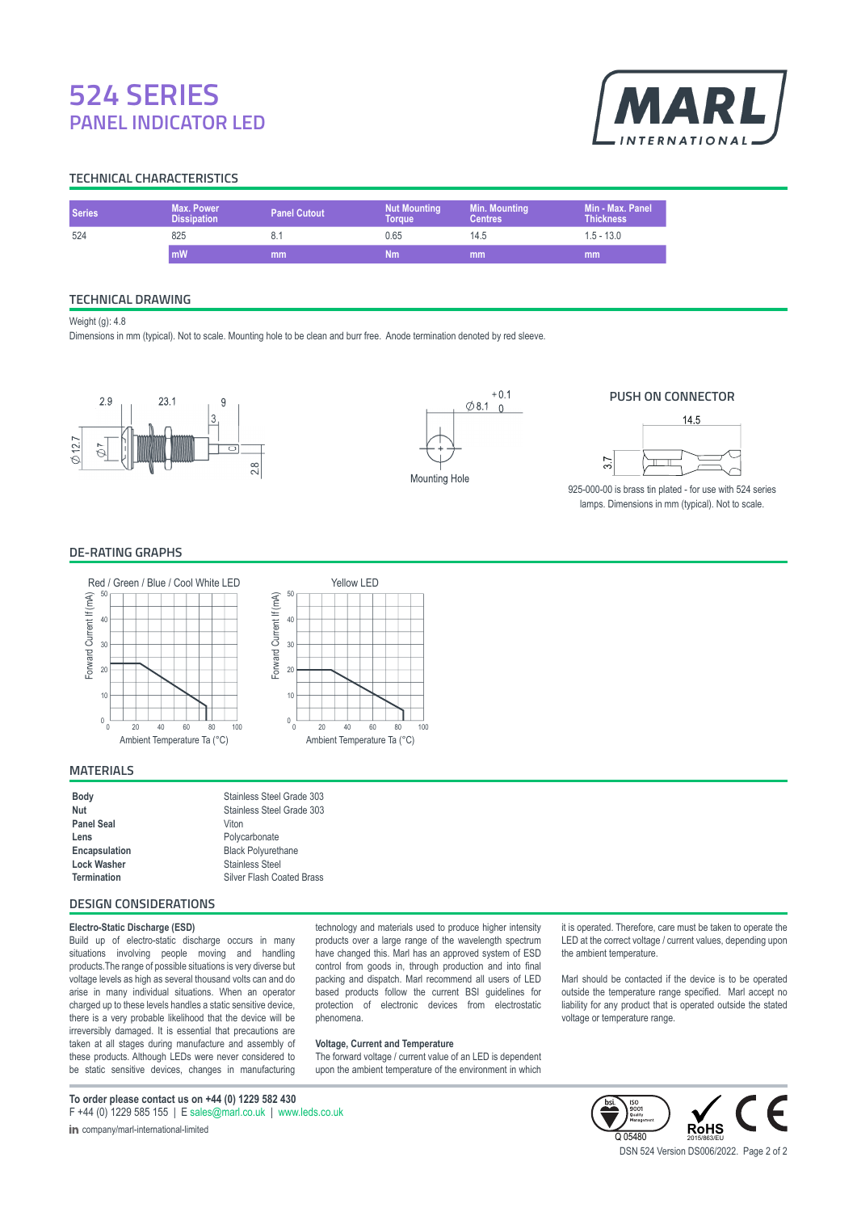# 524 SERIES
## PANEL INDICATOR LED

### TECHNICAL CHARACTERISTICS

| Series | Max. Power Dissipation | Panel Cutout | Nut Mounting Torque | Min. Mounting Centres | Min - Max. Panel Thickness |
|---|---|---|---|---|---|
| 524 | 825 | 8.1 | 0.65 | 14.5 | 1.5 - 13.0 |
| | mW | mm | Nm | mm | mm |

### TECHNICAL DRAWING

Weight (g): 4.8

Dimensions in mm (typical). Not to scale. Mounting hole to be clean and burr free. Anode termination denoted by red sleeve.

2.9
23.1
9
3
Ø12.7
Ø7
2.8

Ø8.1 +0.1 0
Mounting Hole

PUSH ON CONNECTOR

14.5
3.7

925-000-00 is brass tin plated - for use with 524 series lamps. Dimensions in mm (typical). Not to scale.

### DE-RATING GRAPHS

Red / Green / Blue / Cool White LED
Forward Current If (mA)
0 10 20 30 40 50
0 20 40 60 80 100
Ambient Temperature Ta (°C)

Yellow LED
Forward Current If (mA)
0 10 20 30 40 50
0 20 40 60 80 100
Ambient Temperature Ta (°C)

### MATERIALS

| | |
|---|---|
| **Body** | Stainless Steel Grade 303 |
| **Nut** | Stainless Steel Grade 303 |
| **Panel Seal** | Viton |
| **Lens** | Polycarbonate |
| **Encapsulation** | Black Polyurethane |
| **Lock Washer** | Stainless Steel |
| **Termination** | Silver Flash Coated Brass |

### DESIGN CONSIDERATIONS

**Electro-Static Discharge (ESD)**

Build up of electro-static discharge occurs in many situations involving people moving and handling products.The range of possible situations is very diverse but voltage levels as high as several thousand volts can and do arise in many individual situations. When an operator charged up to these levels handles a static sensitive device, there is a very probable likelihood that the device will be irreversibly damaged. It is essential that precautions are taken at all stages during manufacture and assembly of these products. Although LEDs were never considered to be static sensitive devices, changes in manufacturing technology and materials used to produce higher intensity products over a large range of the wavelength spectrum have changed this. Marl has an approved system of ESD control from goods in, through production and into final packing and dispatch. Marl recommend all users of LED based products follow the current BSI guidelines for protection of electronic devices from electrostatic phenomena.

**Voltage, Current and Temperature**

The forward voltage / current value of an LED is dependent upon the ambient temperature of the environment in which it is operated. Therefore, care must be taken to operate the LED at the correct voltage / current values, depending upon the ambient temperature.

Marl should be contacted if the device is to be operated outside the temperature range specified. Marl accept no liability for any product that is operated outside the stated voltage or temperature range.

**To order please contact us on +44 (0) 1229 582 430**
F +44 (0) 1229 585 155 | E sales@marl.co.uk | www.leds.co.uk
company/marl-international-limited

Q 05480
RoHS 2015/863/EU

DSN 524 Version DS006/2022.